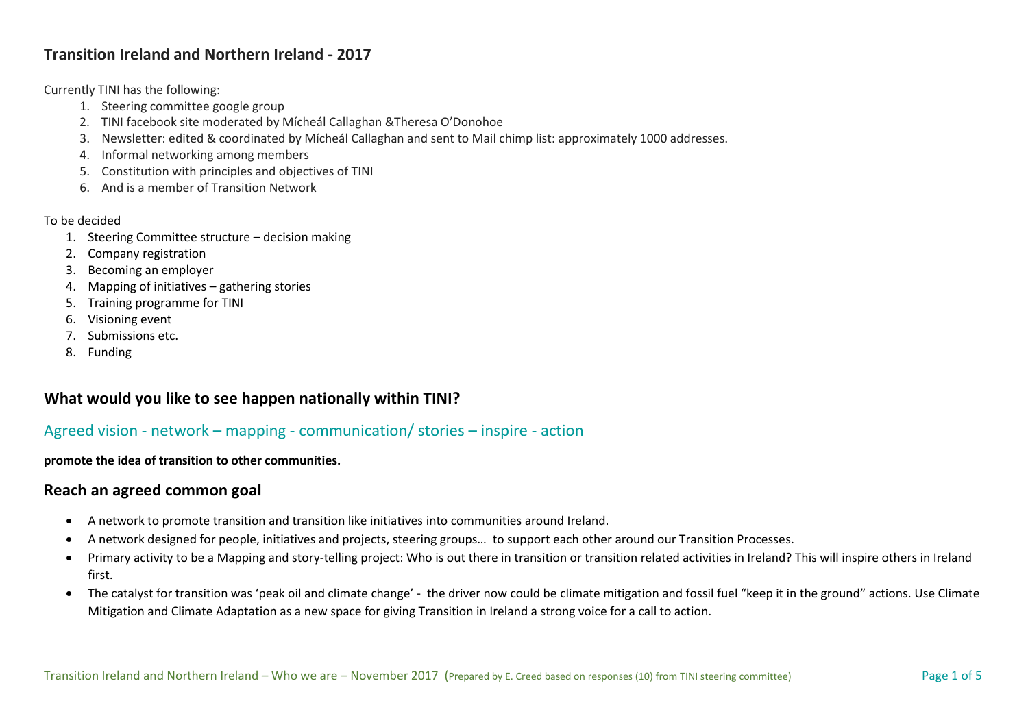## Transition Ireland and Northern Ireland - 2017

Currently TINI has the following:

1. Steering committee google group
2. TINI facebook site moderated by Mícheál Callaghan &Theresa O'Donohoe
3. Newsletter: edited & coordinated by Mícheál Callaghan and sent to Mail chimp list: approximately 1000 addresses.
4. Informal networking among members
5. Constitution with principles and objectives of TINI
6. And is a member of Transition Network

<u>To be decided</u>

1. Steering Committee structure – decision making
2. Company registration
3. Becoming an employer
4. Mapping of initiatives – gathering stories
5. Training programme for TINI
6. Visioning event
7. Submissions etc.
8. Funding

## What would you like to see happen nationally within TINI?

### Agreed vision - network – mapping - communication/ stories – inspire - action

**promote the idea of transition to other communities.**

## Reach an agreed common goal

- A network to promote transition and transition like initiatives into communities around Ireland.
- A network designed for people, initiatives and projects, steering groups… to support each other around our Transition Processes.
- Primary activity to be a Mapping and story-telling project: Who is out there in transition or transition related activities in Ireland? This will inspire others in Ireland first.
- The catalyst for transition was 'peak oil and climate change' - the driver now could be climate mitigation and fossil fuel "keep it in the ground" actions. Use Climate Mitigation and Climate Adaptation as a new space for giving Transition in Ireland a strong voice for a call to action.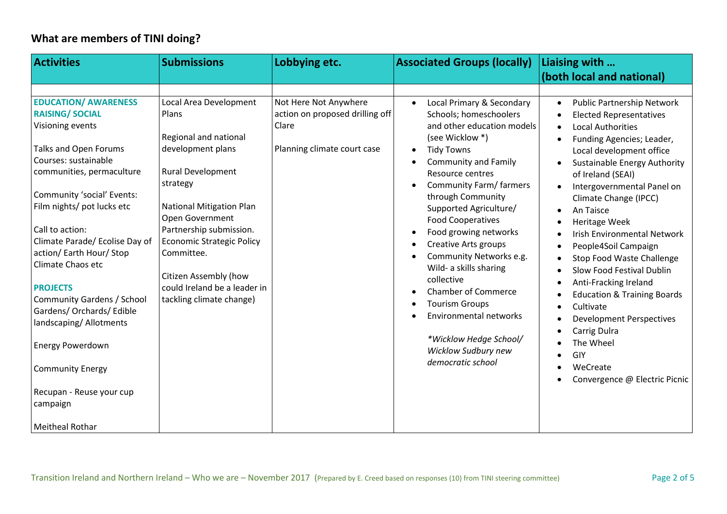## What are members of TINI doing?

| Activities | Submissions | Lobbying etc. | Associated Groups (locally) | Liaising with … (both local and national) |
|---|---|---|---|---|
| | | | | |
| **EDUCATION/ AWARENESS RAISING/ SOCIAL**<br>Visioning events<br><br>Talks and Open Forums<br>Courses: sustainable communities, permaculture<br><br>Community 'social' Events: Film nights/ pot lucks etc<br><br>Call to action:<br>Climate Parade/ Ecolise Day of action/ Earth Hour/ Stop Climate Chaos etc<br><br>**PROJECTS**<br>Community Gardens / School Gardens/ Orchards/ Edible landscaping/ Allotments<br><br>Energy Powerdown<br><br>Community Energy<br><br>Recupan - Reuse your cup campaign<br><br>Meitheal Rothar | Local Area Development Plans<br><br>Regional and national development plans<br><br>Rural Development strategy<br><br>National Mitigation Plan<br>Open Government Partnership submission.<br>Economic Strategic Policy Committee.<br><br>Citizen Assembly (how could Ireland be a leader in tackling climate change) | Not Here Not Anywhere action on proposed drilling off Clare<br><br>Planning climate court case | • Local Primary & Secondary Schools; homeschoolers and other education models (see Wicklow *)<br>• Tidy Towns<br>• Community and Family Resource centres<br>• Community Farm/ farmers through Community Supported Agriculture/ Food Cooperatives<br>• Food growing networks<br>• Creative Arts groups<br>• Community Networks e.g. Wild- a skills sharing collective<br>• Chamber of Commerce<br>• Tourism Groups<br>• Environmental networks<br><br>*\*Wicklow Hedge School/ Wicklow Sudbury new democratic school* | • Public Partnership Network<br>• Elected Representatives<br>• Local Authorities<br>• Funding Agencies; Leader, Local development office<br>• Sustainable Energy Authority of Ireland (SEAI)<br>• Intergovernmental Panel on Climate Change (IPCC)<br>• An Taisce<br>• Heritage Week<br>• Irish Environmental Network<br>• People4Soil Campaign<br>• Stop Food Waste Challenge<br>• Slow Food Festival Dublin<br>• Anti-Fracking Ireland<br>• Education & Training Boards<br>• Cultivate<br>• Development Perspectives<br>• Carrig Dulra<br>• The Wheel<br>• GIY<br>• WeCreate<br>• Convergence @ Electric Picnic |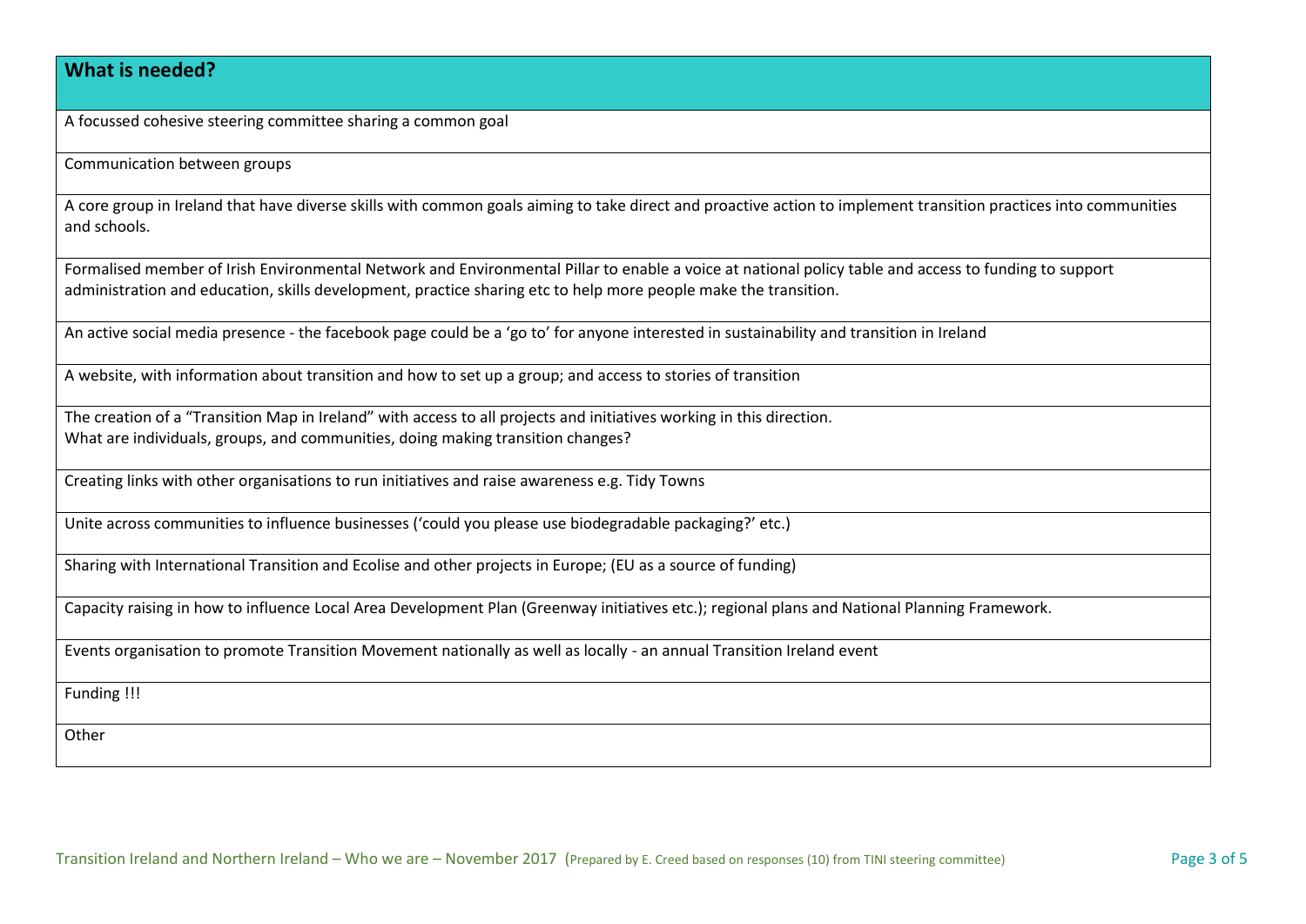| What is needed? |
| --- |
| A focussed cohesive steering committee sharing a common goal |
| Communication between groups |
| A core group in Ireland that have diverse skills with common goals aiming to take direct and proactive action to implement transition practices into communities and schools. |
| Formalised member of Irish Environmental Network and Environmental Pillar to enable a voice at national policy table and access to funding to support administration and education, skills development, practice sharing etc to help more people make the transition. |
| An active social media presence - the facebook page could be a 'go to' for anyone interested in sustainability and transition in Ireland |
| A website, with information about transition and how to set up a group; and access to stories of transition |
| The creation of a "Transition Map in Ireland" with access to all projects and initiatives working in this direction.<br>What are individuals, groups, and communities, doing making transition changes? |
| Creating links with other organisations to run initiatives and raise awareness e.g. Tidy Towns |
| Unite across communities to influence businesses ('could you please use biodegradable packaging?' etc.) |
| Sharing with International Transition and Ecolise and other projects in Europe; (EU as a source of funding) |
| Capacity raising in how to influence Local Area Development Plan (Greenway initiatives etc.); regional plans and National Planning Framework. |
| Events organisation to promote Transition Movement nationally as well as locally - an annual Transition Ireland event |
| Funding !!! |
| Other |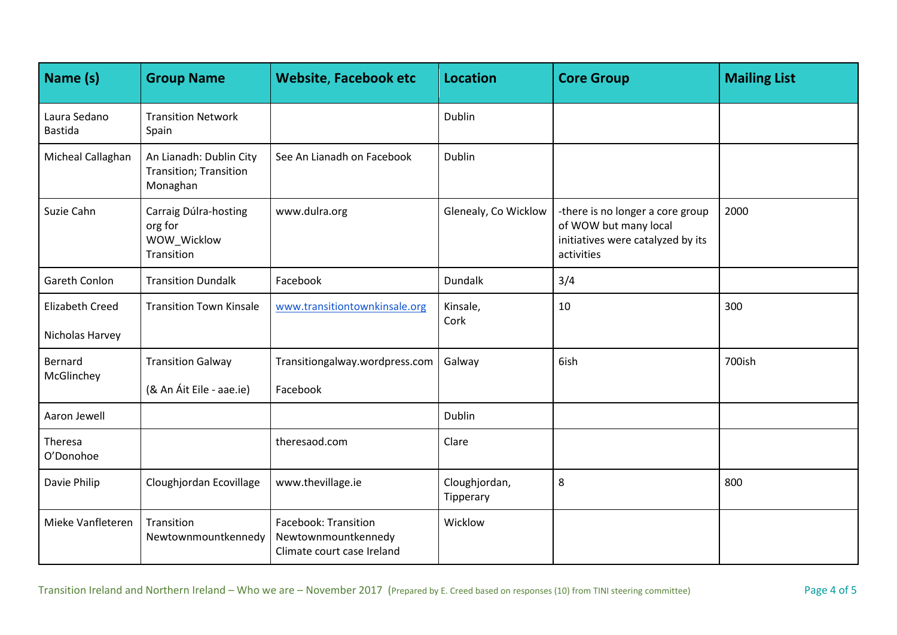| Name (s) | Group Name | Website, Facebook etc | Location | Core Group | Mailing List |
|---|---|---|---|---|---|
| Laura Sedano Bastida | Transition Network Spain | | Dublin | | |
| Micheal Callaghan | An Lianadh: Dublin City Transition; Transition Monaghan | See An Lianadh on Facebook | Dublin | | |
| Suzie Cahn | Carraig Dúlra-hosting org for WOW_Wicklow Transition | www.dulra.org | Glenealy, Co Wicklow | -there is no longer a core group of WOW but many local initiatives were catalyzed by its activities | 2000 |
| Gareth Conlon | Transition Dundalk | Facebook | Dundalk | 3/4 | |
| Elizabeth Creed<br><br>Nicholas Harvey | Transition Town Kinsale | www.transitiontownkinsale.org | Kinsale, Cork | 10 | 300 |
| Bernard McGlinchey | Transition Galway<br><br>(& An Áit Eile - aae.ie) | Transitiongalway.wordpress.com<br><br>Facebook | Galway | 6ish | 700ish |
| Aaron Jewell | | | Dublin | | |
| Theresa O'Donohoe | | theresaod.com | Clare | | |
| Davie Philip | Cloughjordan Ecovillage | www.thevillage.ie | Cloughjordan, Tipperary | 8 | 800 |
| Mieke Vanfleteren | Transition Newtownmountkennedy | Facebook: Transition Newtownmountkennedy Climate court case Ireland | Wicklow | | |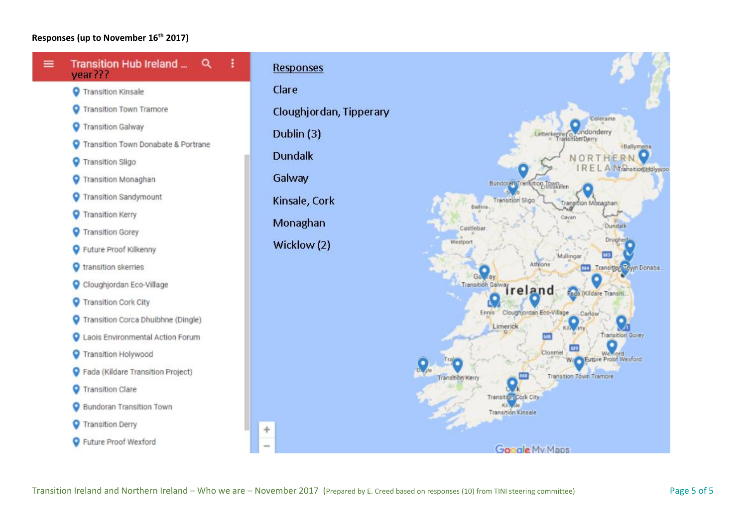**Responses (up to November 16th 2017)**

Transition Hub Ireland ... year???

- Transition Kinsale
- Transition Town Tramore
- Transition Galway
- Transition Town Donabate & Portrane
- Transition Sligo
- Transition Monaghan
- Transition Sandymount
- Transition Kerry
- Transition Gorey
- Future Proof Kilkenny
- transition skerries
- Cloughjordan Eco-Village
- Transition Cork City
- Transition Corca Dhuibhne (Dingle)
- Laois Environmental Action Forum
- Transition Holywood
- Fada (Kildare Transition Project)
- Transition Clare
- Bundoran Transition Town
- Transition Derry
- Future Proof Wexford

**Responses**

- Clare
- Cloughjordan, Tipperary
- Dublin (3)
- Dundalk
- Galway
- Kinsale, Cork
- Monaghan
- Wicklow (2)

Transition Ireland and Northern Ireland – Who we are – November 2017 (Prepared by E. Creed based on responses (10) from TINI steering committee)